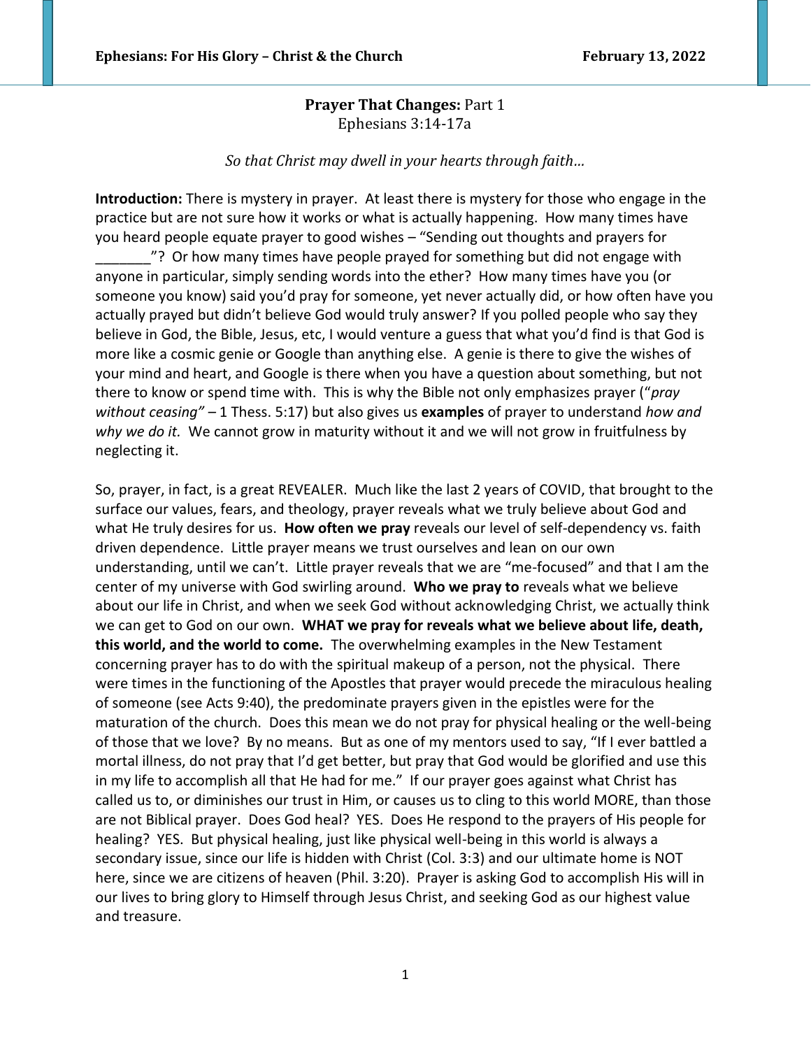**Prayer That Changes:** Part 1
Ephesians 3:14-17a

*So that Christ may dwell in your hearts through faith…*

**Introduction:** There is mystery in prayer. At least there is mystery for those who engage in the practice but are not sure how it works or what is actually happening. How many times have you heard people equate prayer to good wishes – "Sending out thoughts and prayers for _______"? Or how many times have people prayed for something but did not engage with anyone in particular, simply sending words into the ether? How many times have you (or someone you know) said you'd pray for someone, yet never actually did, or how often have you actually prayed but didn't believe God would truly answer? If you polled people who say they believe in God, the Bible, Jesus, etc, I would venture a guess that what you'd find is that God is more like a cosmic genie or Google than anything else. A genie is there to give the wishes of your mind and heart, and Google is there when you have a question about something, but not there to know or spend time with. This is why the Bible not only emphasizes prayer ("*pray without ceasing"* – 1 Thess. 5:17) but also gives us **examples** of prayer to understand *how and why we do it.* We cannot grow in maturity without it and we will not grow in fruitfulness by neglecting it.

So, prayer, in fact, is a great REVEALER. Much like the last 2 years of COVID, that brought to the surface our values, fears, and theology, prayer reveals what we truly believe about God and what He truly desires for us. **How often we pray** reveals our level of self-dependency vs. faith driven dependence. Little prayer means we trust ourselves and lean on our own understanding, until we can't. Little prayer reveals that we are "me-focused" and that I am the center of my universe with God swirling around. **Who we pray to** reveals what we believe about our life in Christ, and when we seek God without acknowledging Christ, we actually think we can get to God on our own. **WHAT we pray for reveals what we believe about life, death, this world, and the world to come.** The overwhelming examples in the New Testament concerning prayer has to do with the spiritual makeup of a person, not the physical. There were times in the functioning of the Apostles that prayer would precede the miraculous healing of someone (see Acts 9:40), the predominate prayers given in the epistles were for the maturation of the church. Does this mean we do not pray for physical healing or the well-being of those that we love? By no means. But as one of my mentors used to say, "If I ever battled a mortal illness, do not pray that I'd get better, but pray that God would be glorified and use this in my life to accomplish all that He had for me." If our prayer goes against what Christ has called us to, or diminishes our trust in Him, or causes us to cling to this world MORE, than those are not Biblical prayer. Does God heal? YES. Does He respond to the prayers of His people for healing? YES. But physical healing, just like physical well-being in this world is always a secondary issue, since our life is hidden with Christ (Col. 3:3) and our ultimate home is NOT here, since we are citizens of heaven (Phil. 3:20). Prayer is asking God to accomplish His will in our lives to bring glory to Himself through Jesus Christ, and seeking God as our highest value and treasure.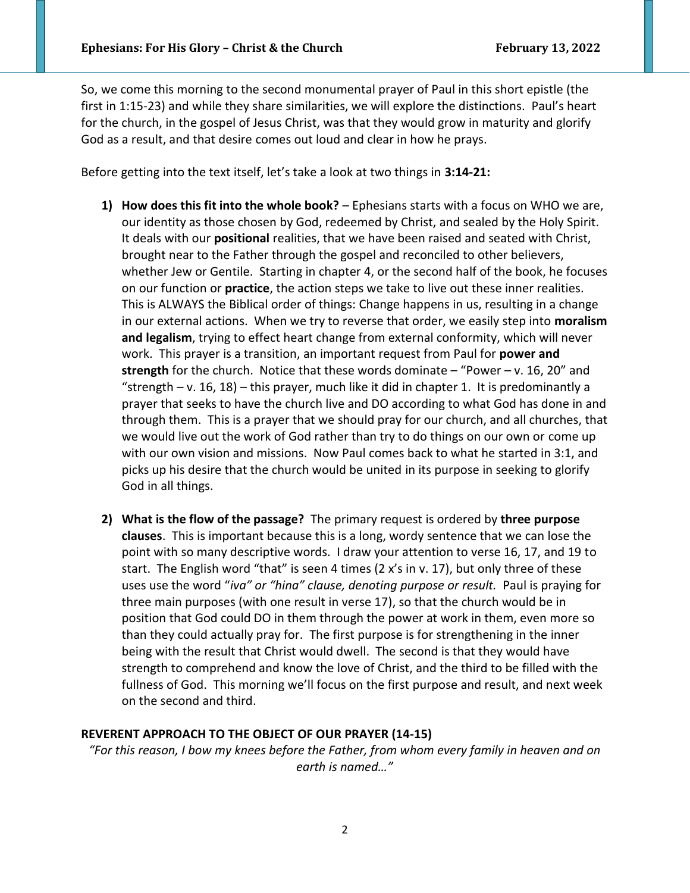So, we come this morning to the second monumental prayer of Paul in this short epistle (the first in 1:15-23) and while they share similarities, we will explore the distinctions. Paul's heart for the church, in the gospel of Jesus Christ, was that they would grow in maturity and glorify God as a result, and that desire comes out loud and clear in how he prays.

Before getting into the text itself, let's take a look at two things in **3:14-21:**

1) **How does this fit into the whole book?** – Ephesians starts with a focus on WHO we are, our identity as those chosen by God, redeemed by Christ, and sealed by the Holy Spirit. It deals with our **positional** realities, that we have been raised and seated with Christ, brought near to the Father through the gospel and reconciled to other believers, whether Jew or Gentile. Starting in chapter 4, or the second half of the book, he focuses on our function or **practice**, the action steps we take to live out these inner realities. This is ALWAYS the Biblical order of things: Change happens in us, resulting in a change in our external actions. When we try to reverse that order, we easily step into **moralism and legalism**, trying to effect heart change from external conformity, which will never work. This prayer is a transition, an important request from Paul for **power and strength** for the church. Notice that these words dominate – "Power – v. 16, 20" and "strength – v. 16, 18) – this prayer, much like it did in chapter 1. It is predominantly a prayer that seeks to have the church live and DO according to what God has done in and through them. This is a prayer that we should pray for our church, and all churches, that we would live out the work of God rather than try to do things on our own or come up with our own vision and missions. Now Paul comes back to what he started in 3:1, and picks up his desire that the church would be united in its purpose in seeking to glorify God in all things.

2) **What is the flow of the passage?** The primary request is ordered by **three purpose clauses**. This is important because this is a long, wordy sentence that we can lose the point with so many descriptive words. I draw your attention to verse 16, 17, and 19 to start. The English word "that" is seen 4 times (2 x's in v. 17), but only three of these uses use the word "*iva" or "hina" clause, denoting purpose or result.* Paul is praying for three main purposes (with one result in verse 17), so that the church would be in position that God could DO in them through the power at work in them, even more so than they could actually pray for. The first purpose is for strengthening in the inner being with the result that Christ would dwell. The second is that they would have strength to comprehend and know the love of Christ, and the third to be filled with the fullness of God. This morning we'll focus on the first purpose and result, and next week on the second and third.

**REVERENT APPROACH TO THE OBJECT OF OUR PRAYER (14-15)**

*"For this reason, I bow my knees before the Father, from whom every family in heaven and on earth is named…"*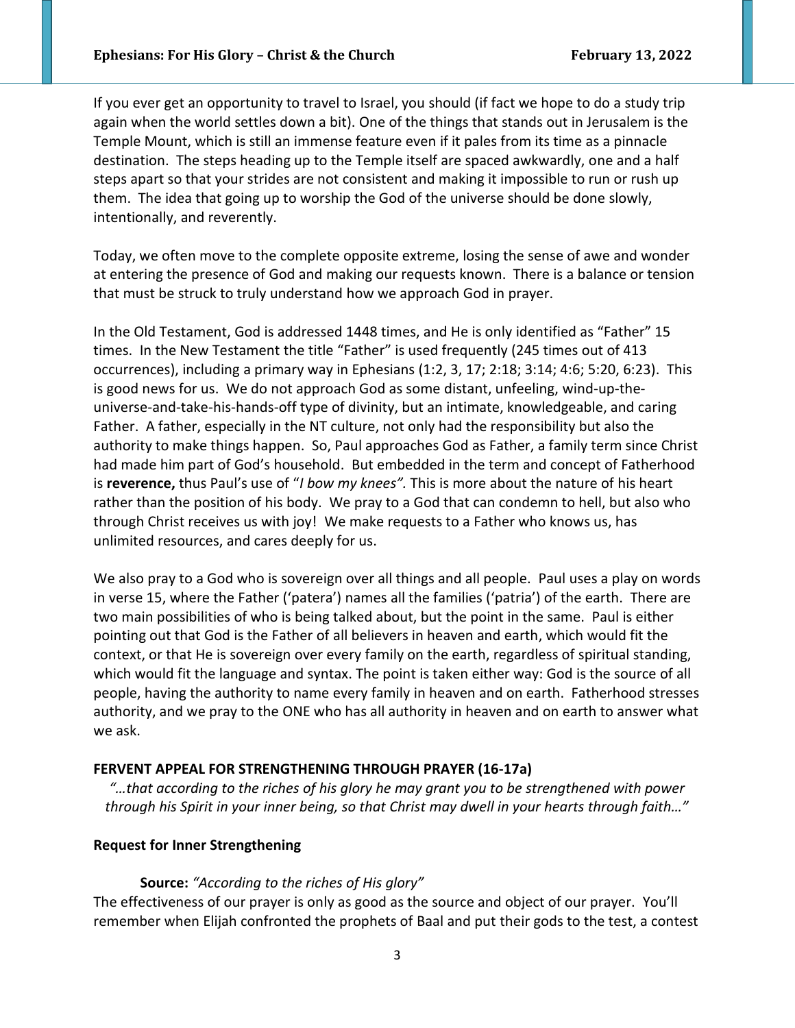If you ever get an opportunity to travel to Israel, you should (if fact we hope to do a study trip again when the world settles down a bit). One of the things that stands out in Jerusalem is the Temple Mount, which is still an immense feature even if it pales from its time as a pinnacle destination. The steps heading up to the Temple itself are spaced awkwardly, one and a half steps apart so that your strides are not consistent and making it impossible to run or rush up them. The idea that going up to worship the God of the universe should be done slowly, intentionally, and reverently.

Today, we often move to the complete opposite extreme, losing the sense of awe and wonder at entering the presence of God and making our requests known. There is a balance or tension that must be struck to truly understand how we approach God in prayer.

In the Old Testament, God is addressed 1448 times, and He is only identified as "Father" 15 times. In the New Testament the title "Father" is used frequently (245 times out of 413 occurrences), including a primary way in Ephesians (1:2, 3, 17; 2:18; 3:14; 4:6; 5:20, 6:23). This is good news for us. We do not approach God as some distant, unfeeling, wind-up-the-universe-and-take-his-hands-off type of divinity, but an intimate, knowledgeable, and caring Father. A father, especially in the NT culture, not only had the responsibility but also the authority to make things happen. So, Paul approaches God as Father, a family term since Christ had made him part of God's household. But embedded in the term and concept of Fatherhood is **reverence,** thus Paul's use of "*I bow my knees".* This is more about the nature of his heart rather than the position of his body. We pray to a God that can condemn to hell, but also who through Christ receives us with joy! We make requests to a Father who knows us, has unlimited resources, and cares deeply for us.

We also pray to a God who is sovereign over all things and all people. Paul uses a play on words in verse 15, where the Father ('patera') names all the families ('patria') of the earth. There are two main possibilities of who is being talked about, but the point in the same. Paul is either pointing out that God is the Father of all believers in heaven and earth, which would fit the context, or that He is sovereign over every family on the earth, regardless of spiritual standing, which would fit the language and syntax. The point is taken either way: God is the source of all people, having the authority to name every family in heaven and on earth. Fatherhood stresses authority, and we pray to the ONE who has all authority in heaven and on earth to answer what we ask.

**FERVENT APPEAL FOR STRENGTHENING THROUGH PRAYER (16-17a)**

*"…that according to the riches of his glory he may grant you to be strengthened with power through his Spirit in your inner being, so that Christ may dwell in your hearts through faith…"*

**Request for Inner Strengthening**

**Source:** *"According to the riches of His glory"*

The effectiveness of our prayer is only as good as the source and object of our prayer. You'll remember when Elijah confronted the prophets of Baal and put their gods to the test, a contest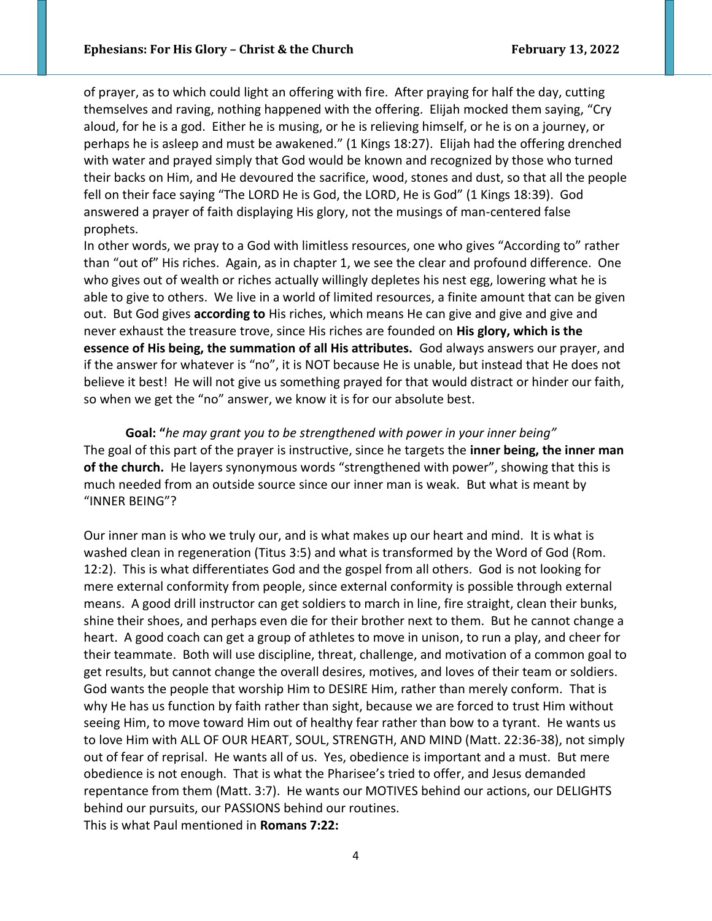of prayer, as to which could light an offering with fire. After praying for half the day, cutting themselves and raving, nothing happened with the offering. Elijah mocked them saying, "Cry aloud, for he is a god. Either he is musing, or he is relieving himself, or he is on a journey, or perhaps he is asleep and must be awakened." (1 Kings 18:27). Elijah had the offering drenched with water and prayed simply that God would be known and recognized by those who turned their backs on Him, and He devoured the sacrifice, wood, stones and dust, so that all the people fell on their face saying "The LORD He is God, the LORD, He is God" (1 Kings 18:39). God answered a prayer of faith displaying His glory, not the musings of man-centered false prophets.

In other words, we pray to a God with limitless resources, one who gives "According to" rather than "out of" His riches. Again, as in chapter 1, we see the clear and profound difference. One who gives out of wealth or riches actually willingly depletes his nest egg, lowering what he is able to give to others. We live in a world of limited resources, a finite amount that can be given out. But God gives **according to** His riches, which means He can give and give and give and never exhaust the treasure trove, since His riches are founded on **His glory, which is the essence of His being, the summation of all His attributes.** God always answers our prayer, and if the answer for whatever is "no", it is NOT because He is unable, but instead that He does not believe it best! He will not give us something prayed for that would distract or hinder our faith, so when we get the "no" answer, we know it is for our absolute best.

**Goal: "***he may grant you to be strengthened with power in your inner being"*

The goal of this part of the prayer is instructive, since he targets the **inner being, the inner man of the church.** He layers synonymous words "strengthened with power", showing that this is much needed from an outside source since our inner man is weak. But what is meant by "INNER BEING"?

Our inner man is who we truly our, and is what makes up our heart and mind. It is what is washed clean in regeneration (Titus 3:5) and what is transformed by the Word of God (Rom. 12:2). This is what differentiates God and the gospel from all others. God is not looking for mere external conformity from people, since external conformity is possible through external means. A good drill instructor can get soldiers to march in line, fire straight, clean their bunks, shine their shoes, and perhaps even die for their brother next to them. But he cannot change a heart. A good coach can get a group of athletes to move in unison, to run a play, and cheer for their teammate. Both will use discipline, threat, challenge, and motivation of a common goal to get results, but cannot change the overall desires, motives, and loves of their team or soldiers. God wants the people that worship Him to DESIRE Him, rather than merely conform. That is why He has us function by faith rather than sight, because we are forced to trust Him without seeing Him, to move toward Him out of healthy fear rather than bow to a tyrant. He wants us to love Him with ALL OF OUR HEART, SOUL, STRENGTH, AND MIND (Matt. 22:36-38), not simply out of fear of reprisal. He wants all of us. Yes, obedience is important and a must. But mere obedience is not enough. That is what the Pharisee's tried to offer, and Jesus demanded repentance from them (Matt. 3:7). He wants our MOTIVES behind our actions, our DELIGHTS behind our pursuits, our PASSIONS behind our routines.

This is what Paul mentioned in **Romans 7:22:**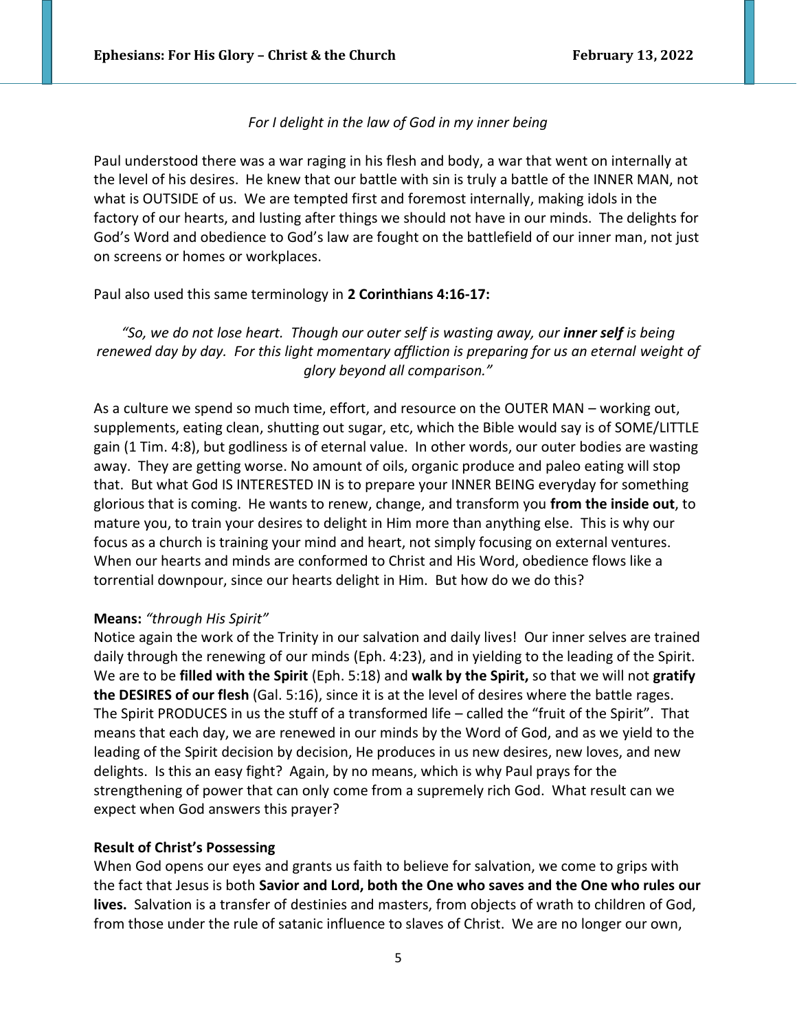*For I delight in the law of God in my inner being*

Paul understood there was a war raging in his flesh and body, a war that went on internally at the level of his desires. He knew that our battle with sin is truly a battle of the INNER MAN, not what is OUTSIDE of us. We are tempted first and foremost internally, making idols in the factory of our hearts, and lusting after things we should not have in our minds. The delights for God's Word and obedience to God's law are fought on the battlefield of our inner man, not just on screens or homes or workplaces.

Paul also used this same terminology in **2 Corinthians 4:16-17:**

*"So, we do not lose heart. Though our outer self is wasting away, our* ***inner self*** *is being renewed day by day. For this light momentary affliction is preparing for us an eternal weight of glory beyond all comparison."*

As a culture we spend so much time, effort, and resource on the OUTER MAN – working out, supplements, eating clean, shutting out sugar, etc, which the Bible would say is of SOME/LITTLE gain (1 Tim. 4:8), but godliness is of eternal value. In other words, our outer bodies are wasting away. They are getting worse. No amount of oils, organic produce and paleo eating will stop that. But what God IS INTERESTED IN is to prepare your INNER BEING everyday for something glorious that is coming. He wants to renew, change, and transform you **from the inside out**, to mature you, to train your desires to delight in Him more than anything else. This is why our focus as a church is training your mind and heart, not simply focusing on external ventures. When our hearts and minds are conformed to Christ and His Word, obedience flows like a torrential downpour, since our hearts delight in Him. But how do we do this?

**Means:** *"through His Spirit"*
Notice again the work of the Trinity in our salvation and daily lives! Our inner selves are trained daily through the renewing of our minds (Eph. 4:23), and in yielding to the leading of the Spirit. We are to be **filled with the Spirit** (Eph. 5:18) and **walk by the Spirit,** so that we will not **gratify the DESIRES of our flesh** (Gal. 5:16), since it is at the level of desires where the battle rages. The Spirit PRODUCES in us the stuff of a transformed life – called the "fruit of the Spirit". That means that each day, we are renewed in our minds by the Word of God, and as we yield to the leading of the Spirit decision by decision, He produces in us new desires, new loves, and new delights. Is this an easy fight? Again, by no means, which is why Paul prays for the strengthening of power that can only come from a supremely rich God. What result can we expect when God answers this prayer?

**Result of Christ's Possessing**
When God opens our eyes and grants us faith to believe for salvation, we come to grips with the fact that Jesus is both **Savior and Lord, both the One who saves and the One who rules our lives.** Salvation is a transfer of destinies and masters, from objects of wrath to children of God, from those under the rule of satanic influence to slaves of Christ. We are no longer our own,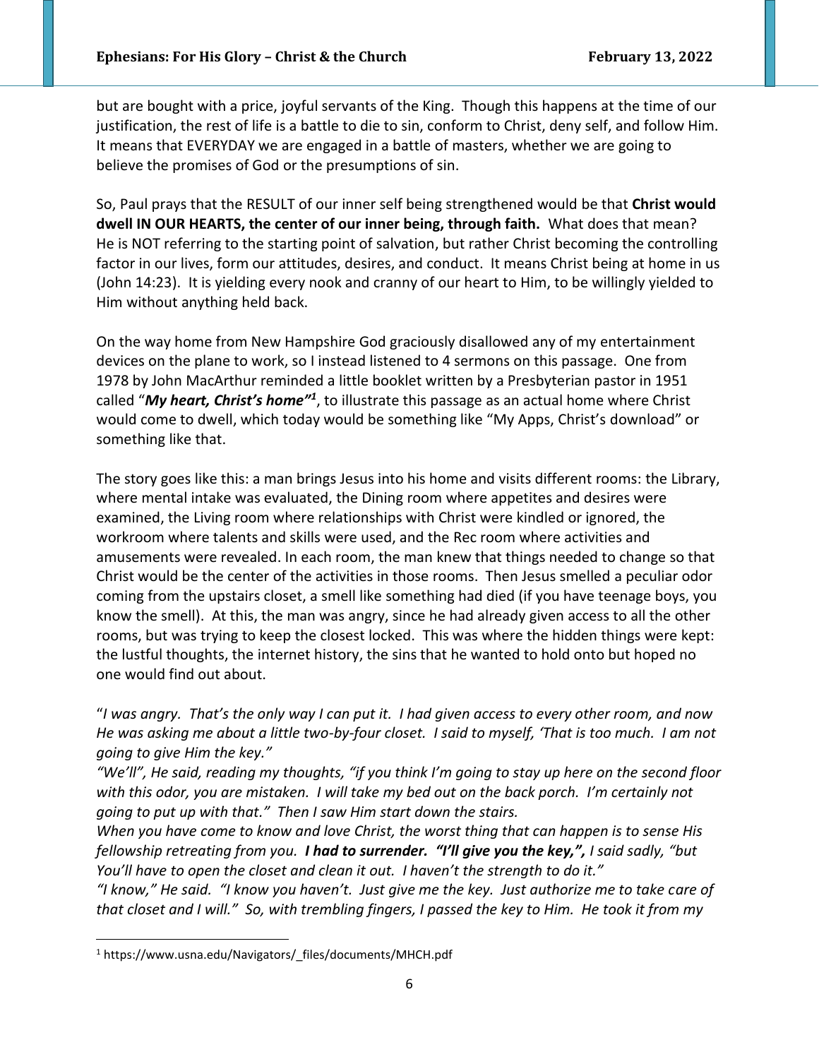but are bought with a price, joyful servants of the King. Though this happens at the time of our justification, the rest of life is a battle to die to sin, conform to Christ, deny self, and follow Him. It means that EVERYDAY we are engaged in a battle of masters, whether we are going to believe the promises of God or the presumptions of sin.

So, Paul prays that the RESULT of our inner self being strengthened would be that **Christ would dwell IN OUR HEARTS, the center of our inner being, through faith.** What does that mean? He is NOT referring to the starting point of salvation, but rather Christ becoming the controlling factor in our lives, form our attitudes, desires, and conduct. It means Christ being at home in us (John 14:23). It is yielding every nook and cranny of our heart to Him, to be willingly yielded to Him without anything held back.

On the way home from New Hampshire God graciously disallowed any of my entertainment devices on the plane to work, so I instead listened to 4 sermons on this passage. One from 1978 by John MacArthur reminded a little booklet written by a Presbyterian pastor in 1951 called "***My heart, Christ's home"***[1], to illustrate this passage as an actual home where Christ would come to dwell, which today would be something like "My Apps, Christ's download" or something like that.

The story goes like this: a man brings Jesus into his home and visits different rooms: the Library, where mental intake was evaluated, the Dining room where appetites and desires were examined, the Living room where relationships with Christ were kindled or ignored, the workroom where talents and skills were used, and the Rec room where activities and amusements were revealed. In each room, the man knew that things needed to change so that Christ would be the center of the activities in those rooms. Then Jesus smelled a peculiar odor coming from the upstairs closet, a smell like something had died (if you have teenage boys, you know the smell). At this, the man was angry, since he had already given access to all the other rooms, but was trying to keep the closest locked. This was where the hidden things were kept: the lustful thoughts, the internet history, the sins that he wanted to hold onto but hoped no one would find out about.

"*I was angry. That's the only way I can put it. I had given access to every other room, and now He was asking me about a little two-by-four closet. I said to myself, 'That is too much. I am not going to give Him the key."*
*"We'll", He said, reading my thoughts, "if you think I'm going to stay up here on the second floor with this odor, you are mistaken. I will take my bed out on the back porch. I'm certainly not going to put up with that." Then I saw Him start down the stairs.*
*When you have come to know and love Christ, the worst thing that can happen is to sense His fellowship retreating from you.* ***I had to surrender. "I'll give you the key,",*** *I said sadly, "but You'll have to open the closet and clean it out. I haven't the strength to do it."*
*"I know," He said. "I know you haven't. Just give me the key. Just authorize me to take care of that closet and I will." So, with trembling fingers, I passed the key to Him. He took it from my*

[1] https://www.usna.edu/Navigators/_files/documents/MHCH.pdf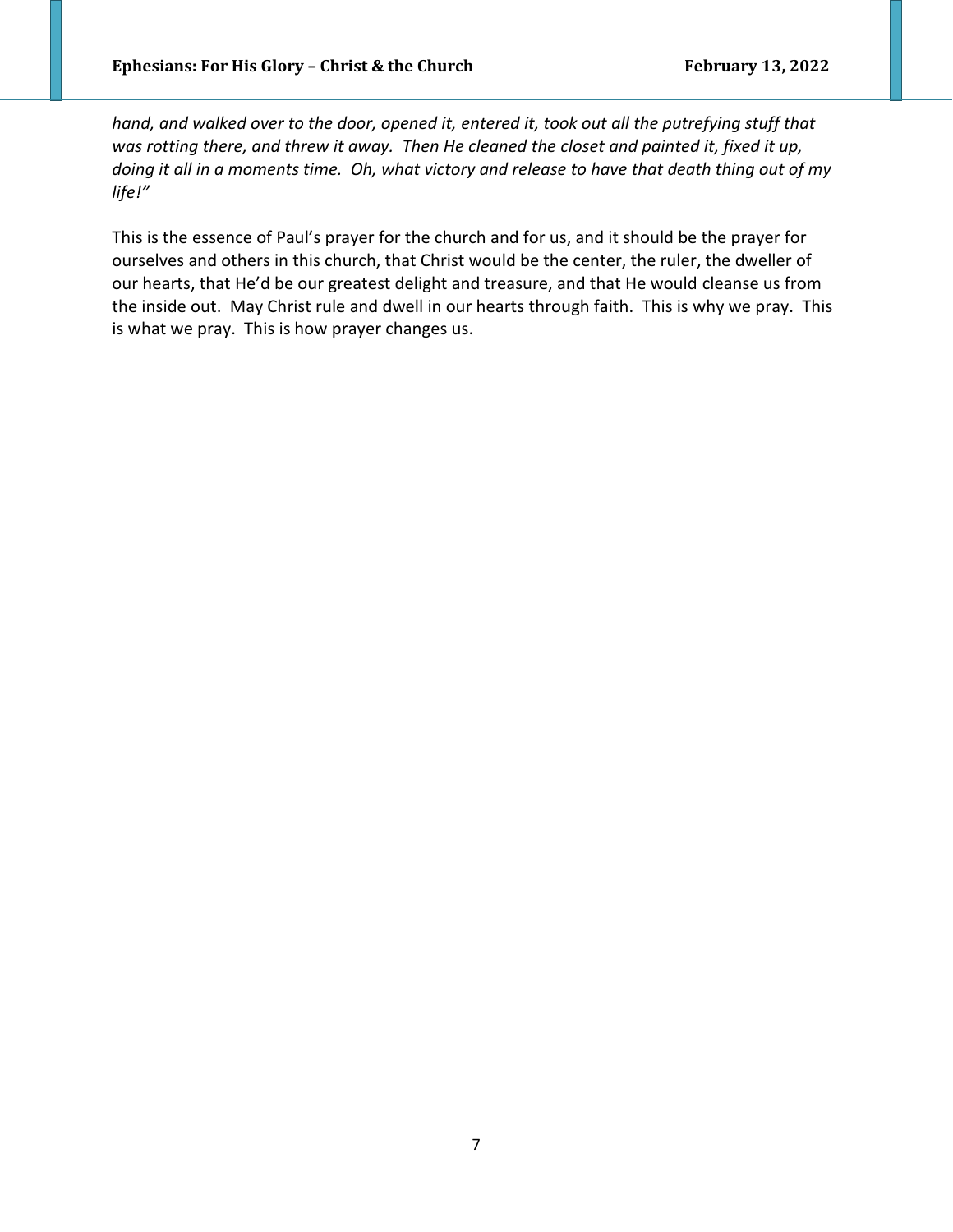*hand, and walked over to the door, opened it, entered it, took out all the putrefying stuff that was rotting there, and threw it away. Then He cleaned the closet and painted it, fixed it up, doing it all in a moments time. Oh, what victory and release to have that death thing out of my life!"*

This is the essence of Paul's prayer for the church and for us, and it should be the prayer for ourselves and others in this church, that Christ would be the center, the ruler, the dweller of our hearts, that He'd be our greatest delight and treasure, and that He would cleanse us from the inside out. May Christ rule and dwell in our hearts through faith. This is why we pray. This is what we pray. This is how prayer changes us.